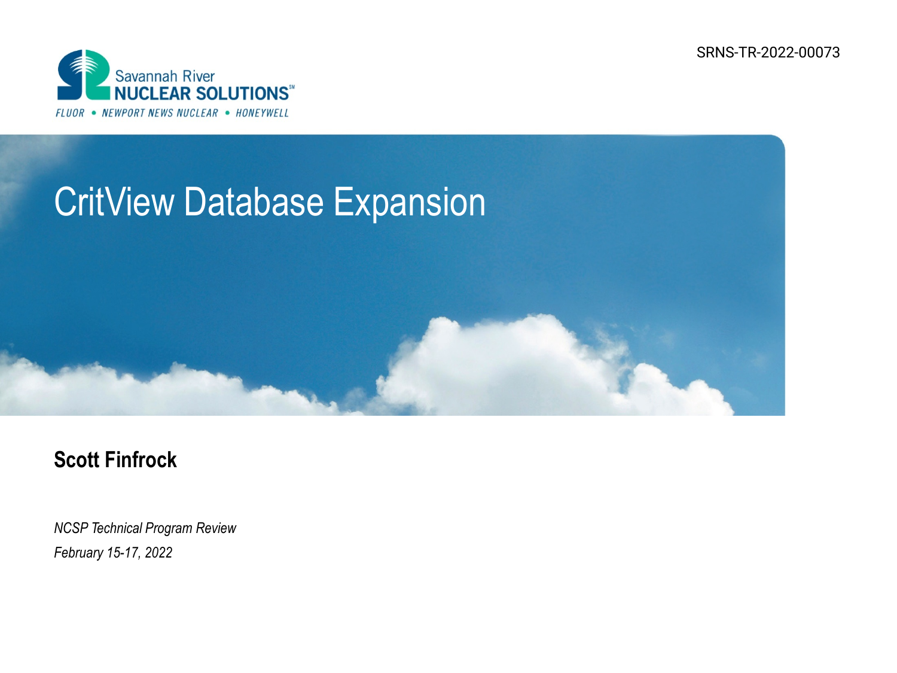SRNS-TR-2022-00073

Savannah River NUCLEAR SOLUTIONS

FLUOR • NEWPORT NEWS NUCLEAR • HONEYWELL

# CritView Database Expansion

**Scott Finfrock**

*NCSP Technical Program Review*

*February 15-17, 2022*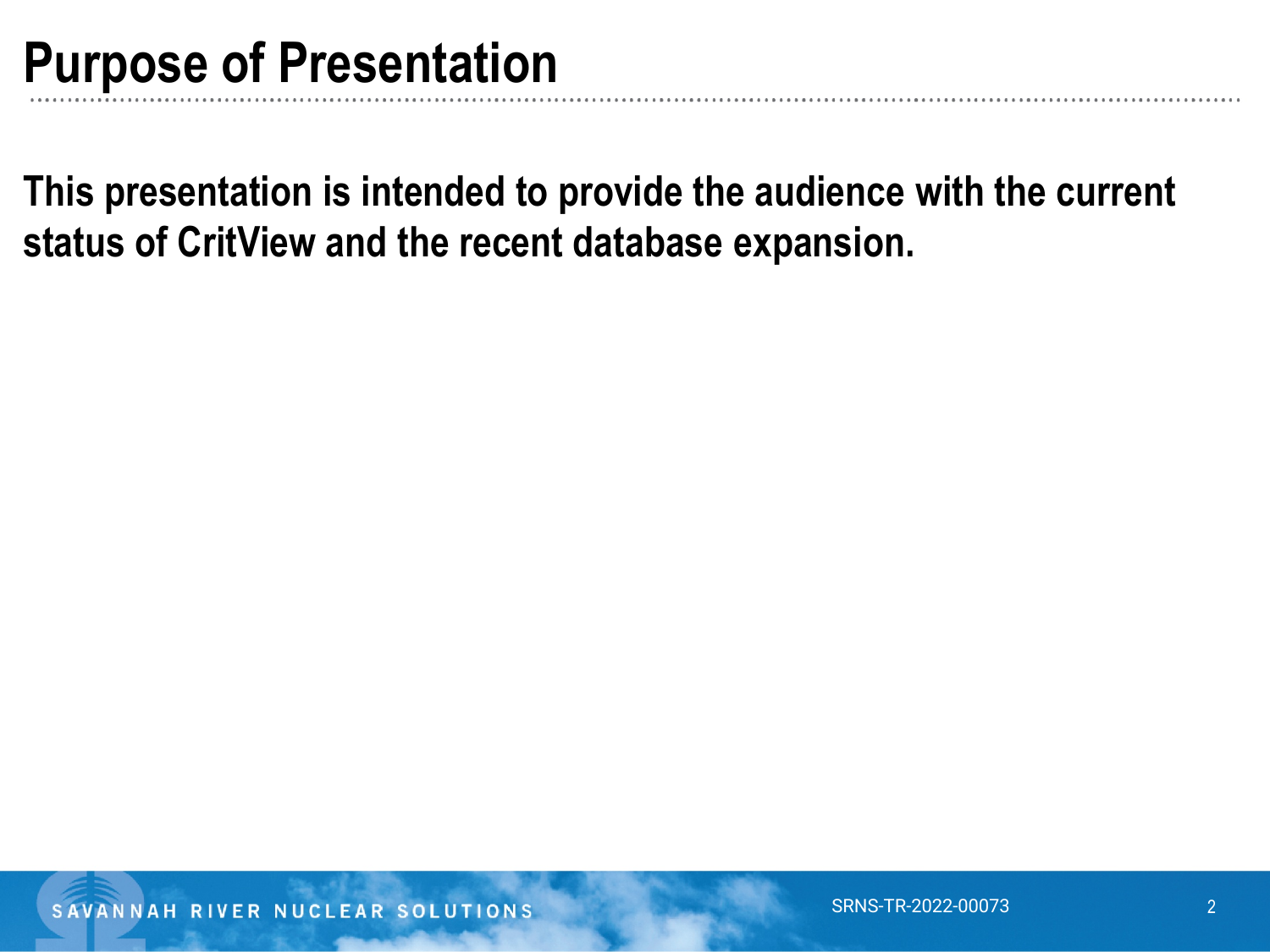# Purpose of Presentation

**This presentation is intended to provide the audience with the current status of CritView and the recent database expansion.**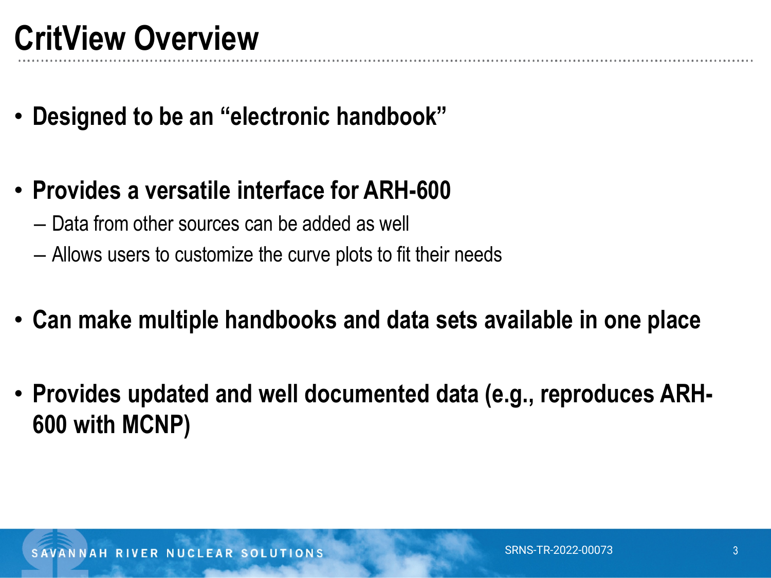# CritView Overview

- **Designed to be an "electronic handbook"**
- **Provides a versatile interface for ARH-600**
  - Data from other sources can be added as well
  - Allows users to customize the curve plots to fit their needs
- **Can make multiple handbooks and data sets available in one place**
- **Provides updated and well documented data (e.g., reproduces ARH-600 with MCNP)**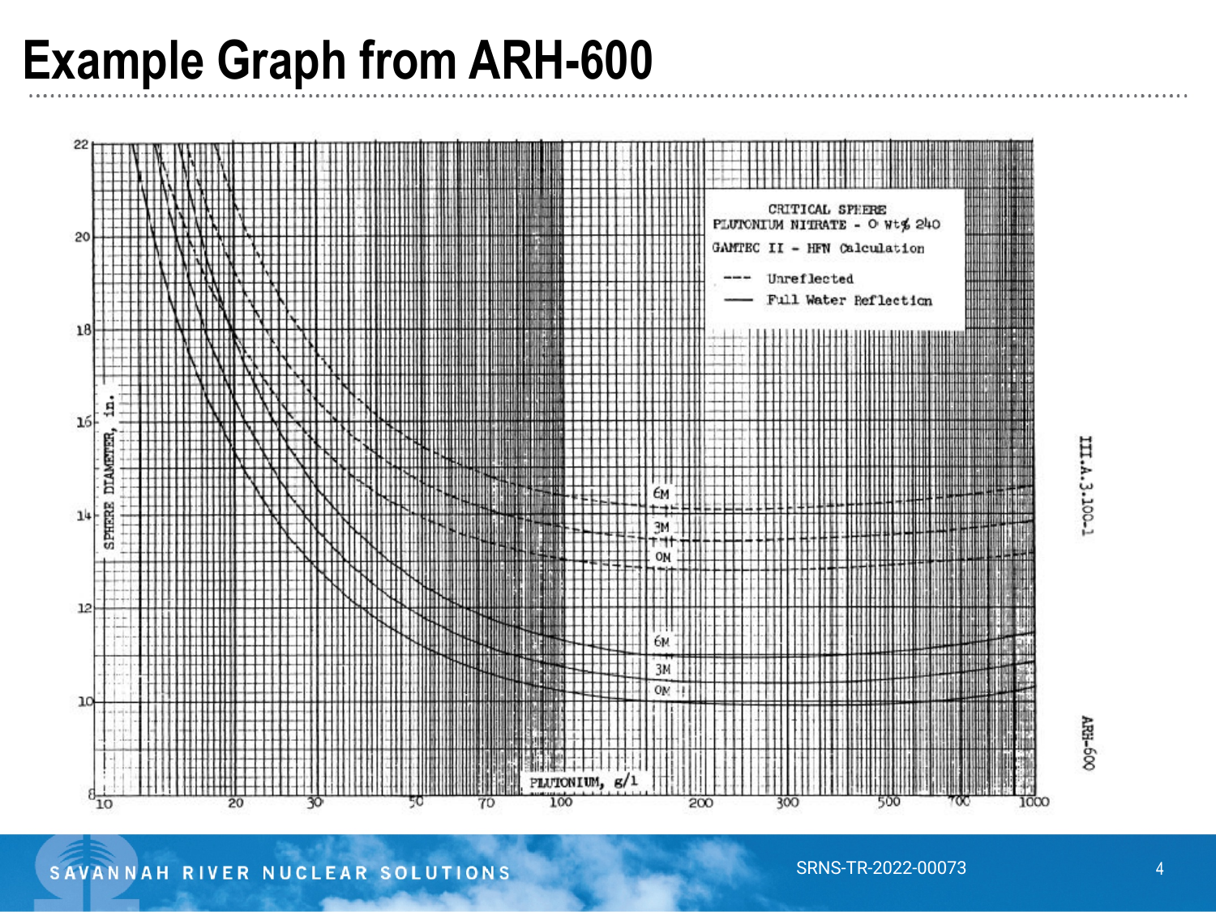# Example Graph from ARH-600

CRITICAL SPHERE
PLUTONIUM NITRATE - 0 wt% 240
GAMTEC II - HFN Calculation

--- Unreflected
—— Full Water Reflection

SPHERE DIAMETER, in.

PLUTONIUM, g/l

III.A.3.100-1

ARH-600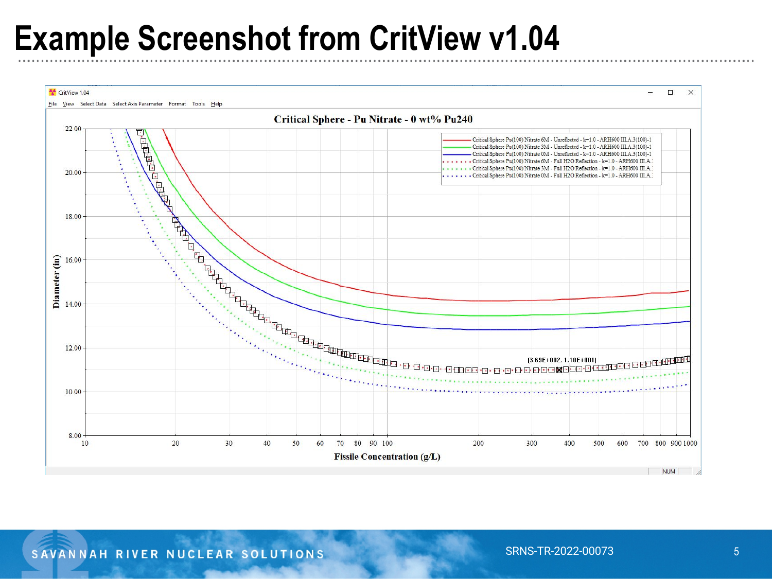# Example Screenshot from CritView v1.04

CritView 1.04

File View Select Data Select Axis Parameter Format Tools Help

**Critical Sphere - Pu Nitrate - 0 wt% Pu240**

- Critical Sphere Pu(100) Nitrate 6M - Unreflected - k=1.0 - ARH600 III.A.3(100)-1
- Critical Sphere Pu(100) Nitrate 3M - Unreflected - k=1.0 - ARH600 III.A.3(100)-1
- Critical Sphere Pu(100) Nitrate 0M - Unreflected - k=1.0 - ARH600 III.A.3(100)-1
- Critical Sphere Pu(100) Nitrate 6M - Full H2O Reflection - k=1.0 - ARH600 III.A.:
- Critical Sphere Pu(100) Nitrate 3M - Full H2O Reflection - k=1.0 - ARH600 III.A.:
- Critical Sphere Pu(100) Nitrate 0M - Full H2O Reflection - k=1.0 - ARH600 III.A.:

(3.69E+002, 1.10E+001)

Diameter (in)

Fissile Concentration (g/L)

NUM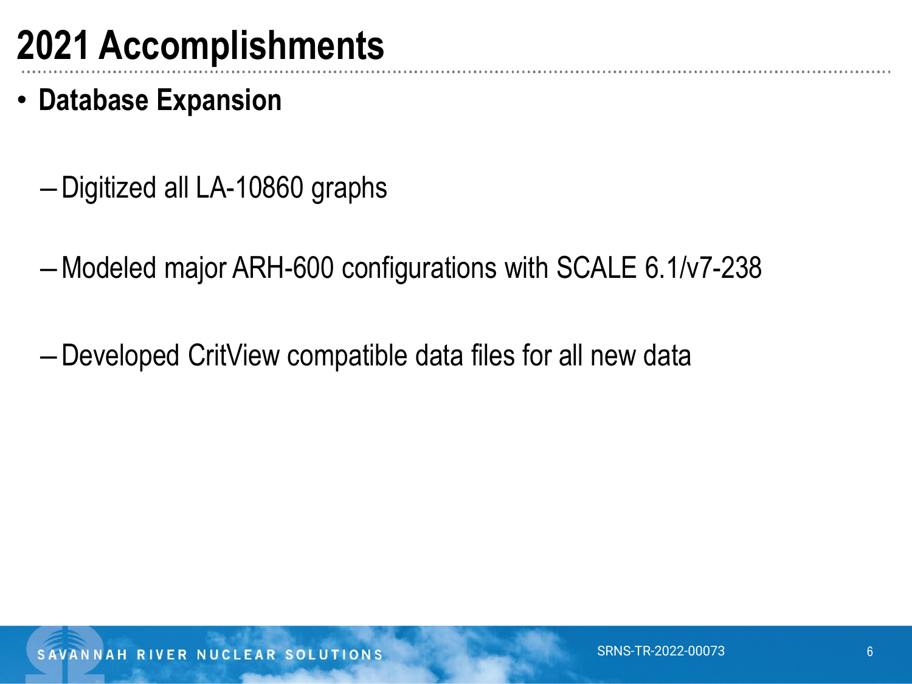# 2021 Accomplishments

- **Database Expansion**
  - Digitized all LA-10860 graphs
  - Modeled major ARH-600 configurations with SCALE 6.1/v7-238
  - Developed CritView compatible data files for all new data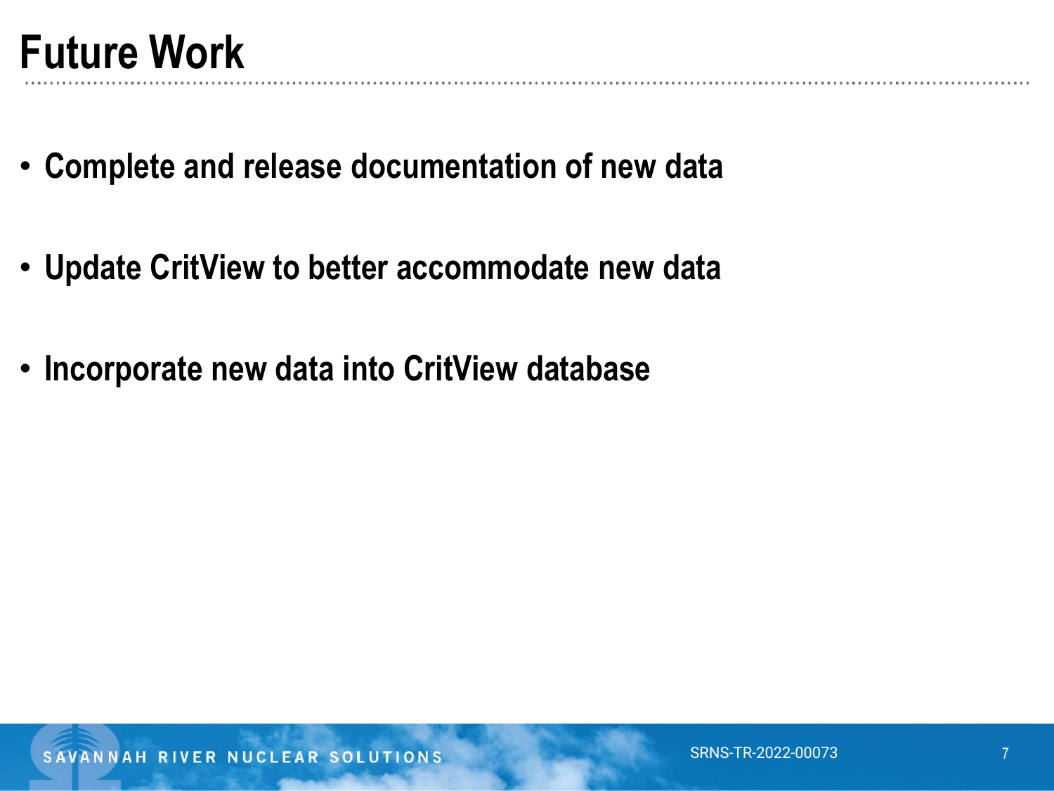# Future Work

- **Complete and release documentation of new data**
- **Update CritView to better accommodate new data**
- **Incorporate new data into CritView database**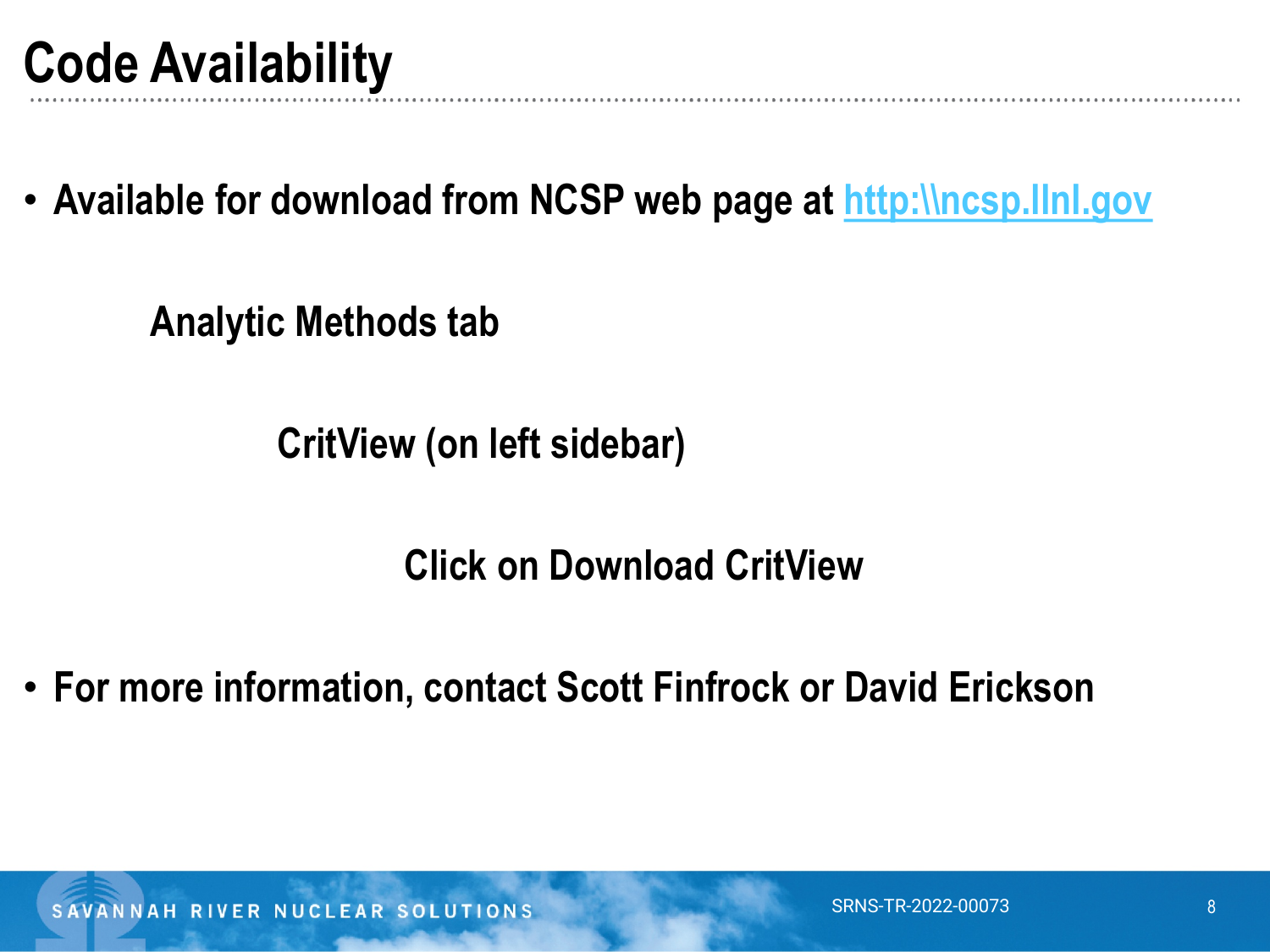# Code Availability

- Available for download from NCSP web page at [http:\\ncsp.llnl.gov](http:\\ncsp.llnl.gov)

  Analytic Methods tab

  CritView (on left sidebar)

  Click on Download CritView

- For more information, contact Scott Finfrock or David Erickson